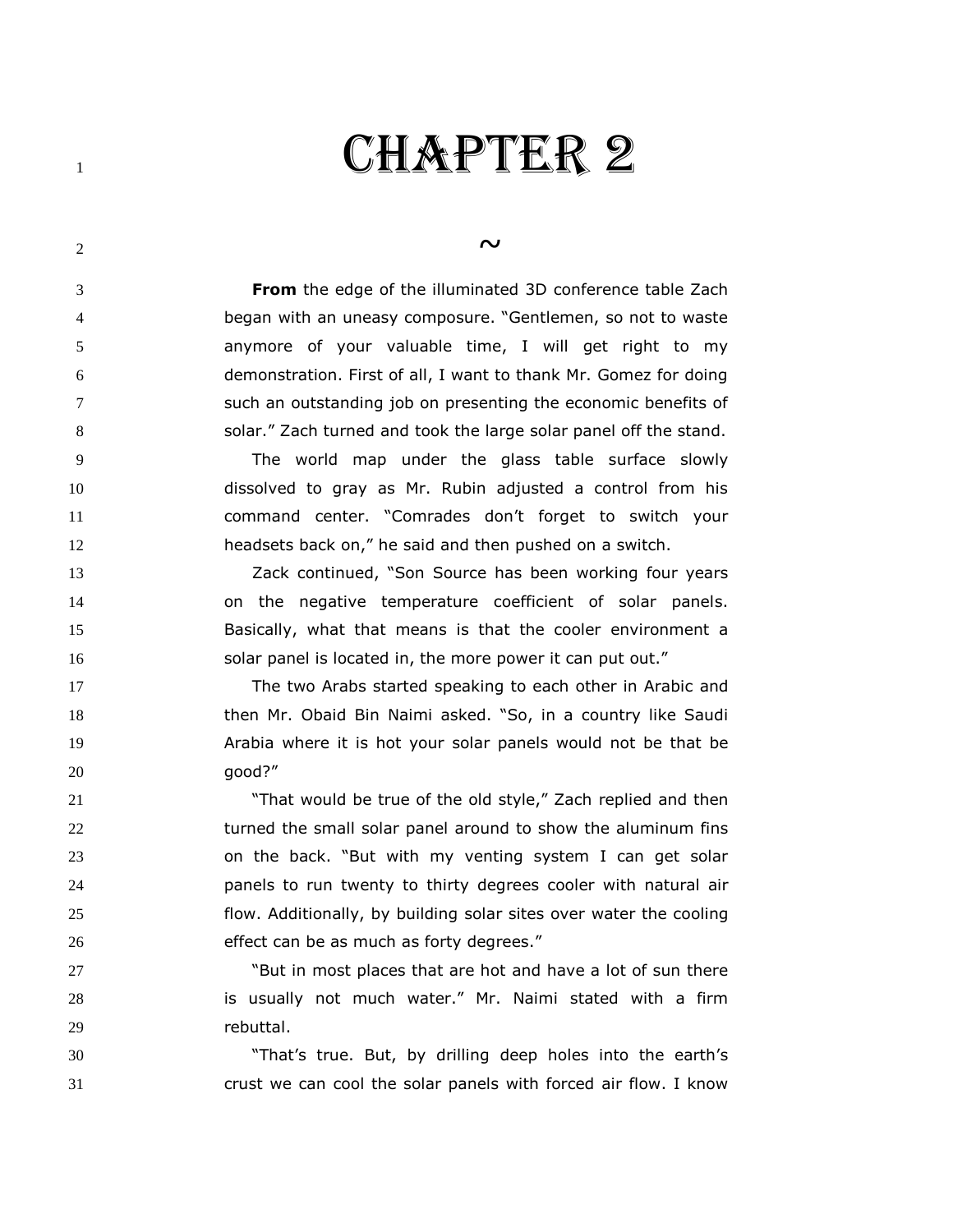# CHAPTER 2

~

**From** the edge of the illuminated 3D conference table Zach began with an uneasy composure. "Gentlemen, so not to waste anymore of your valuable time, I will get right to my demonstration. First of all, I want to thank Mr. Gomez for doing such an outstanding job on presenting the economic benefits of solar." Zach turned and took the large solar panel off the stand.

The world map under the glass table surface slowly dissolved to gray as Mr. Rubin adjusted a control from his command center. "Comrades don't forget to switch your headsets back on," he said and then pushed on a switch.

Zack continued, "Son Source has been working four years on the negative temperature coefficient of solar panels. Basically, what that means is that the cooler environment a solar panel is located in, the more power it can put out."

The two Arabs started speaking to each other in Arabic and then Mr. Obaid Bin Naimi asked. "So, in a country like Saudi Arabia where it is hot your solar panels would not be that be good?"

"That would be true of the old style," Zach replied and then turned the small solar panel around to show the aluminum fins on the back. "But with my venting system I can get solar panels to run twenty to thirty degrees cooler with natural air flow. Additionally, by building solar sites over water the cooling effect can be as much as forty degrees."

"But in most places that are hot and have a lot of sun there is usually not much water." Mr. Naimi stated with a firm rebuttal.

"That's true. But, by drilling deep holes into the earth's crust we can cool the solar panels with forced air flow. I know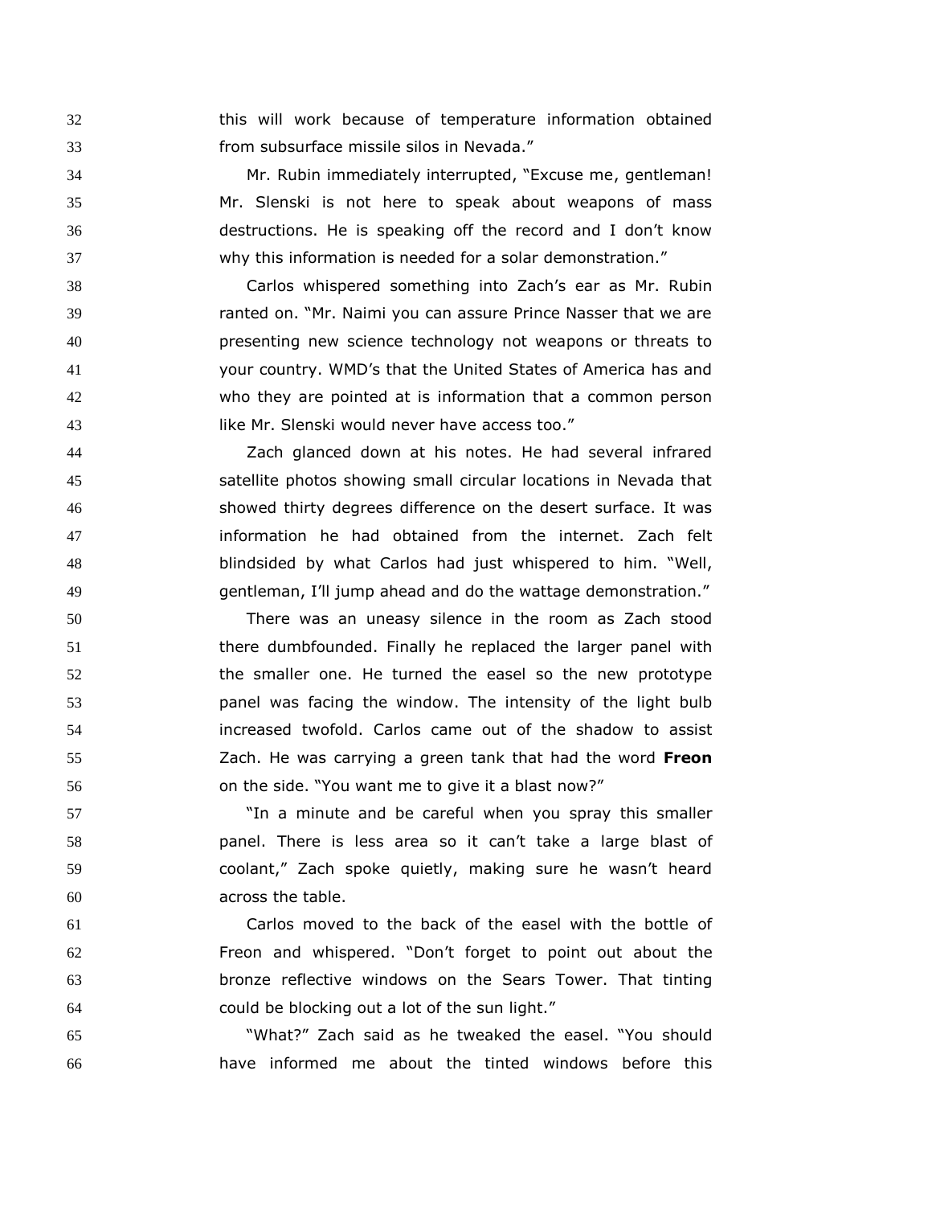this will work because of temperature information obtained from subsurface missile silos in Nevada."

Mr. Rubin immediately interrupted, "Excuse me, gentleman! Mr. Slenski is not here to speak about weapons of mass destructions. He is speaking off the record and I don't know why this information is needed for a solar demonstration."

Carlos whispered something into Zach's ear as Mr. Rubin ranted on. "Mr. Naimi you can assure Prince Nasser that we are presenting new science technology not weapons or threats to your country. WMD's that the United States of America has and who they are pointed at is information that a common person like Mr. Slenski would never have access too."

Zach glanced down at his notes. He had several infrared satellite photos showing small circular locations in Nevada that showed thirty degrees difference on the desert surface. It was information he had obtained from the internet. Zach felt blindsided by what Carlos had just whispered to him. "Well, gentleman, I'll jump ahead and do the wattage demonstration."

There was an uneasy silence in the room as Zach stood there dumbfounded. Finally he replaced the larger panel with the smaller one. He turned the easel so the new prototype panel was facing the window. The intensity of the light bulb increased twofold. Carlos came out of the shadow to assist Zach. He was carrying a green tank that had the word **Freon** on the side. "You want me to give it a blast now?"

"In a minute and be careful when you spray this smaller panel. There is less area so it can't take a large blast of coolant," Zach spoke quietly, making sure he wasn't heard across the table.

Carlos moved to the back of the easel with the bottle of Freon and whispered. "Don't forget to point out about the bronze reflective windows on the Sears Tower. That tinting could be blocking out a lot of the sun light."

"What?" Zach said as he tweaked the easel. "You should have informed me about the tinted windows before this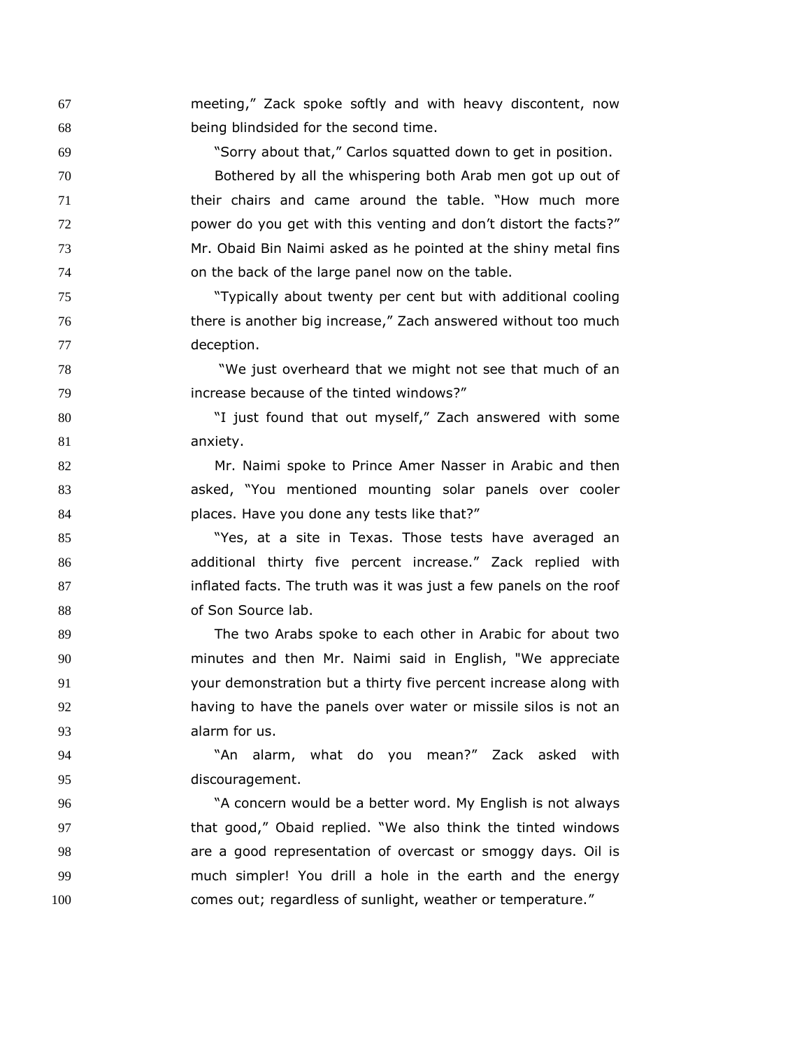meeting," Zack spoke softly and with heavy discontent, now being blindsided for the second time.

"Sorry about that," Carlos squatted down to get in position.

Bothered by all the whispering both Arab men got up out of their chairs and came around the table. "How much more power do you get with this venting and don't distort the facts?" Mr. Obaid Bin Naimi asked as he pointed at the shiny metal fins on the back of the large panel now on the table.

"Typically about twenty per cent but with additional cooling there is another big increase," Zach answered without too much deception.

"We just overheard that we might not see that much of an increase because of the tinted windows?"

"I just found that out myself," Zach answered with some anxiety.

Mr. Naimi spoke to Prince Amer Nasser in Arabic and then asked, "You mentioned mounting solar panels over cooler places. Have you done any tests like that?"

"Yes, at a site in Texas. Those tests have averaged an additional thirty five percent increase." Zack replied with inflated facts. The truth was it was just a few panels on the roof of Son Source lab.

The two Arabs spoke to each other in Arabic for about two minutes and then Mr. Naimi said in English, "We appreciate your demonstration but a thirty five percent increase along with having to have the panels over water or missile silos is not an alarm for us.

"An alarm, what do you mean?" Zack asked with discouragement.

"A concern would be a better word. My English is not always that good," Obaid replied. "We also think the tinted windows are a good representation of overcast or smoggy days. Oil is much simpler! You drill a hole in the earth and the energy comes out; regardless of sunlight, weather or temperature."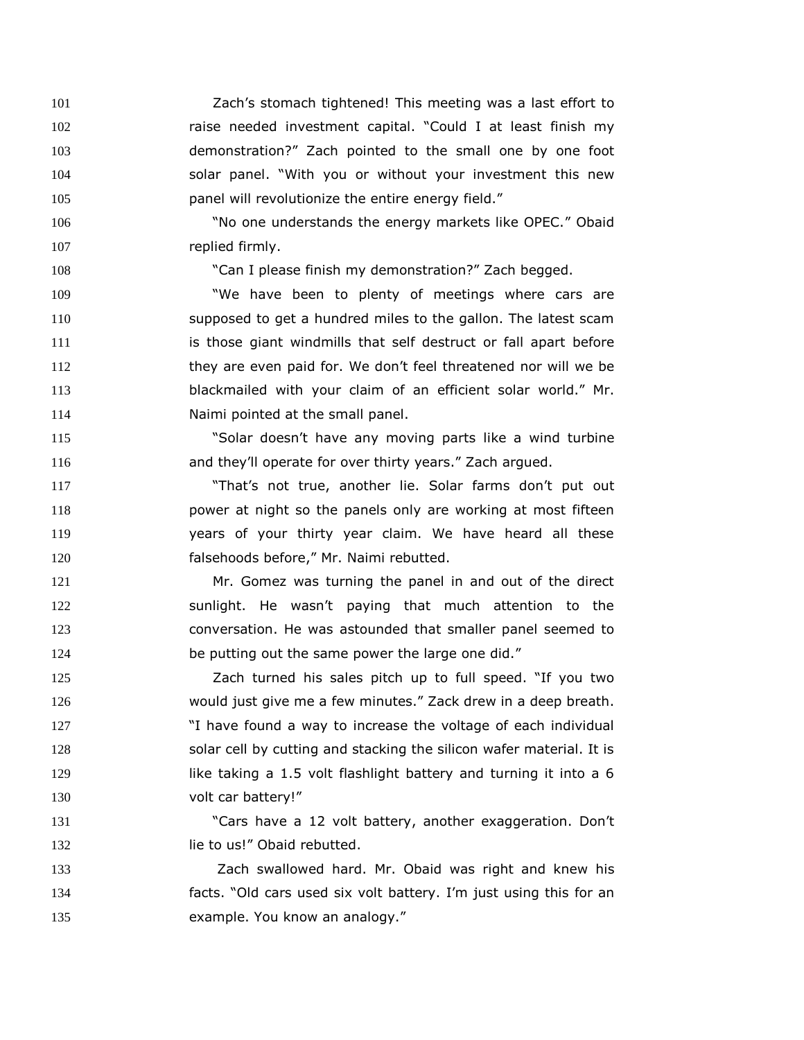Zach's stomach tightened! This meeting was a last effort to raise needed investment capital. "Could I at least finish my demonstration?" Zach pointed to the small one by one foot solar panel. "With you or without your investment this new panel will revolutionize the entire energy field."

"No one understands the energy markets like OPEC." Obaid replied firmly.

"Can I please finish my demonstration?" Zach begged.

"We have been to plenty of meetings where cars are supposed to get a hundred miles to the gallon. The latest scam is those giant windmills that self destruct or fall apart before they are even paid for. We don't feel threatened nor will we be blackmailed with your claim of an efficient solar world." Mr. Naimi pointed at the small panel.

"Solar doesn't have any moving parts like a wind turbine and they'll operate for over thirty years." Zach argued.

"That's not true, another lie. Solar farms don't put out power at night so the panels only are working at most fifteen years of your thirty year claim. We have heard all these falsehoods before," Mr. Naimi rebutted.

Mr. Gomez was turning the panel in and out of the direct sunlight. He wasn't paying that much attention to the conversation. He was astounded that smaller panel seemed to be putting out the same power the large one did."

Zach turned his sales pitch up to full speed. "If you two would just give me a few minutes." Zack drew in a deep breath. "I have found a way to increase the voltage of each individual solar cell by cutting and stacking the silicon wafer material. It is like taking a 1.5 volt flashlight battery and turning it into a 6 volt car battery!"

"Cars have a 12 volt battery, another exaggeration. Don't lie to us!" Obaid rebutted.

Zach swallowed hard. Mr. Obaid was right and knew his facts. "Old cars used six volt battery. I'm just using this for an example. You know an analogy."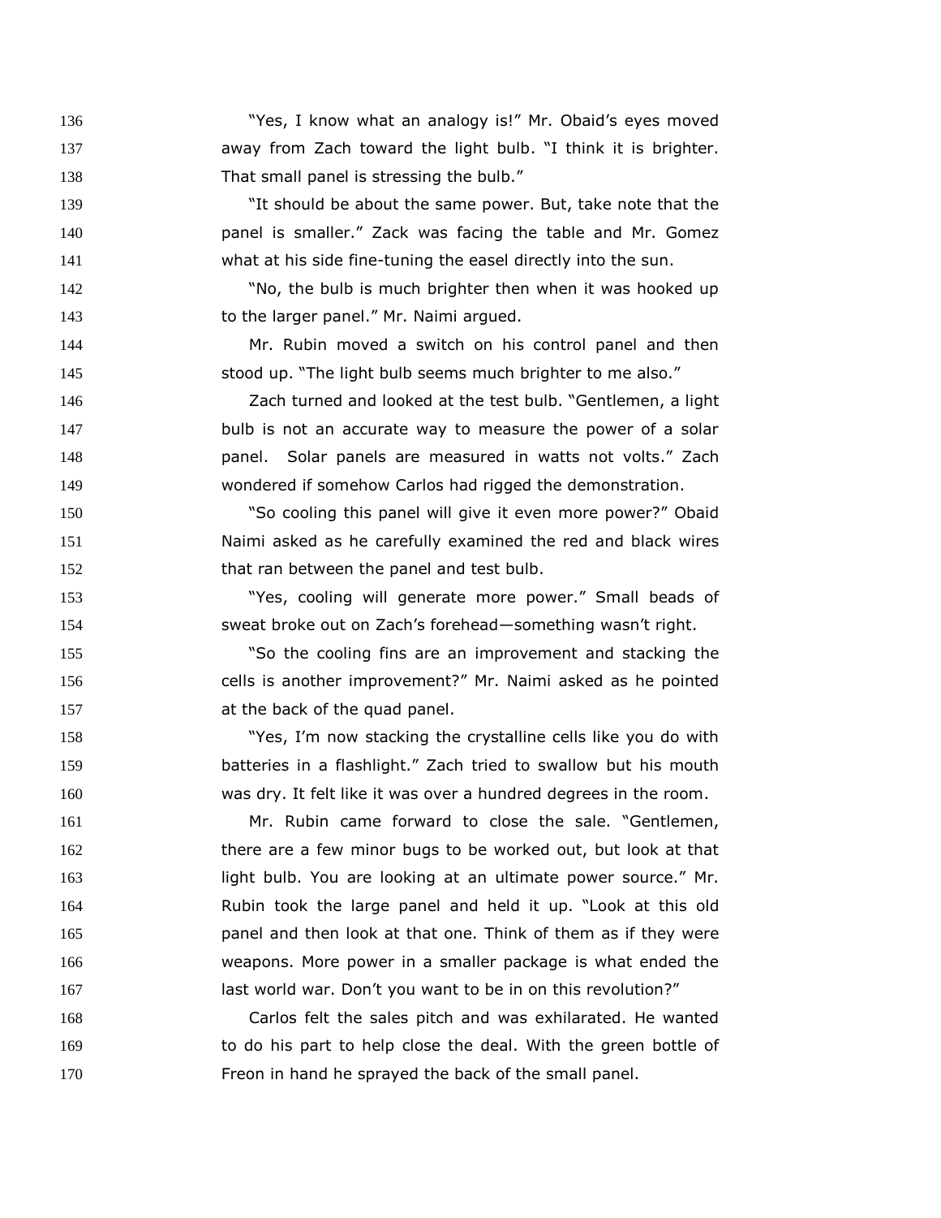"Yes, I know what an analogy is!" Mr. Obaid's eyes moved away from Zach toward the light bulb. "I think it is brighter. That small panel is stressing the bulb."

"It should be about the same power. But, take note that the panel is smaller." Zack was facing the table and Mr. Gomez what at his side fine-tuning the easel directly into the sun.

"No, the bulb is much brighter then when it was hooked up to the larger panel." Mr. Naimi argued.

Mr. Rubin moved a switch on his control panel and then stood up. "The light bulb seems much brighter to me also."

Zach turned and looked at the test bulb. "Gentlemen, a light bulb is not an accurate way to measure the power of a solar panel.  Solar panels are measured in watts not volts." Zach wondered if somehow Carlos had rigged the demonstration.

"So cooling this panel will give it even more power?" Obaid Naimi asked as he carefully examined the red and black wires that ran between the panel and test bulb.

"Yes, cooling will generate more power." Small beads of sweat broke out on Zach's forehead—something wasn't right.

"So the cooling fins are an improvement and stacking the cells is another improvement?" Mr. Naimi asked as he pointed at the back of the quad panel.

"Yes, I'm now stacking the crystalline cells like you do with batteries in a flashlight." Zach tried to swallow but his mouth was dry. It felt like it was over a hundred degrees in the room.

Mr. Rubin came forward to close the sale. "Gentlemen, there are a few minor bugs to be worked out, but look at that light bulb. You are looking at an ultimate power source." Mr. Rubin took the large panel and held it up. "Look at this old panel and then look at that one. Think of them as if they were weapons. More power in a smaller package is what ended the last world war. Don't you want to be in on this revolution?"

Carlos felt the sales pitch and was exhilarated. He wanted to do his part to help close the deal. With the green bottle of Freon in hand he sprayed the back of the small panel.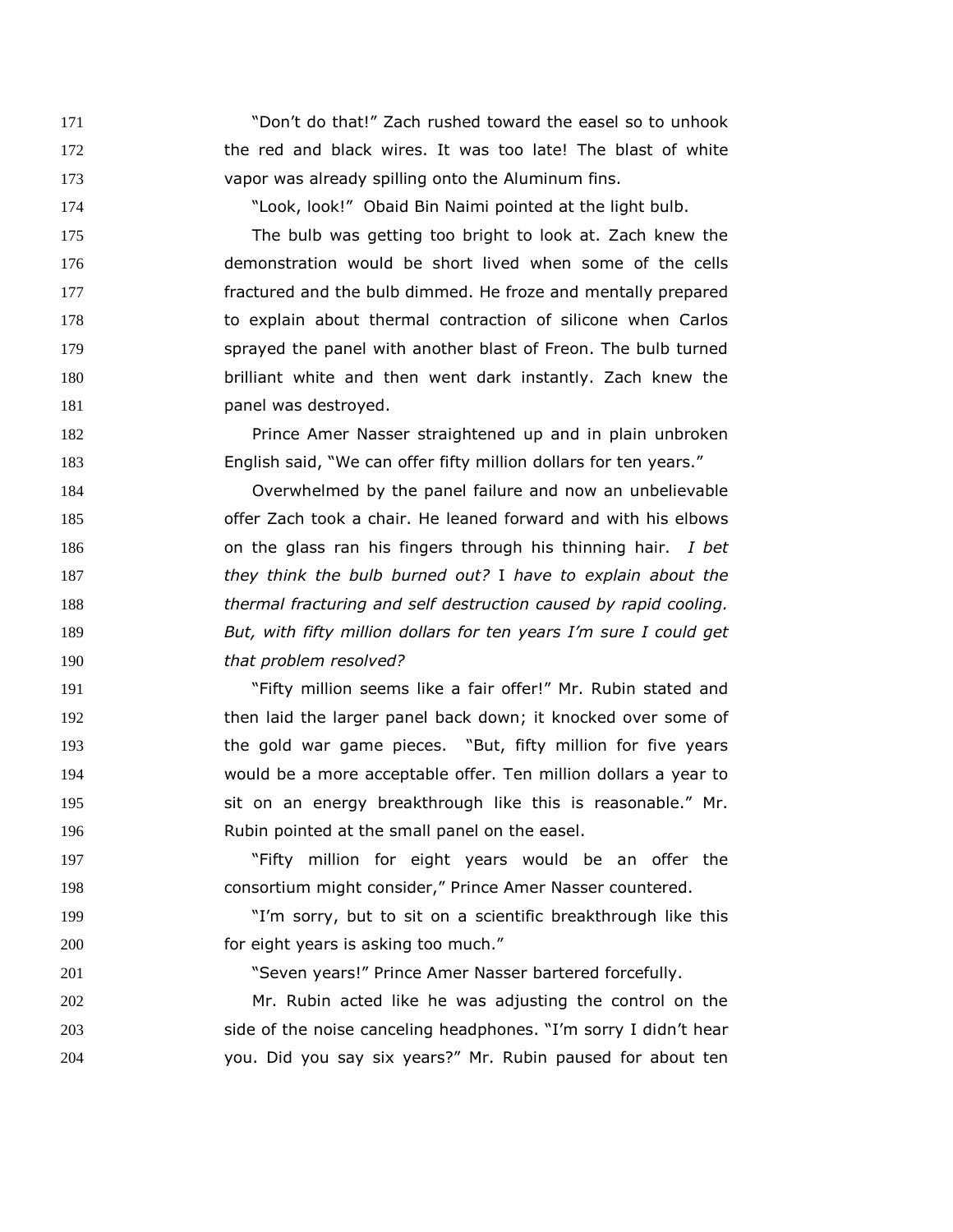"Don't do that!" Zach rushed toward the easel so to unhook the red and black wires. It was too late! The blast of white vapor was already spilling onto the Aluminum fins.

"Look, look!" Obaid Bin Naimi pointed at the light bulb.

The bulb was getting too bright to look at. Zach knew the demonstration would be short lived when some of the cells fractured and the bulb dimmed. He froze and mentally prepared to explain about thermal contraction of silicone when Carlos sprayed the panel with another blast of Freon. The bulb turned brilliant white and then went dark instantly. Zach knew the panel was destroyed.

Prince Amer Nasser straightened up and in plain unbroken English said, "We can offer fifty million dollars for ten years."

Overwhelmed by the panel failure and now an unbelievable offer Zach took a chair. He leaned forward and with his elbows on the glass ran his fingers through his thinning hair. *I bet they think the bulb burned out?* I *have to explain about the thermal fracturing and self destruction caused by rapid cooling. But, with fifty million dollars for ten years I'm sure I could get that problem resolved?*

"Fifty million seems like a fair offer!" Mr. Rubin stated and then laid the larger panel back down; it knocked over some of the gold war game pieces. "But, fifty million for five years would be a more acceptable offer. Ten million dollars a year to sit on an energy breakthrough like this is reasonable." Mr. Rubin pointed at the small panel on the easel.

"Fifty million for eight years would be an offer the consortium might consider," Prince Amer Nasser countered.

"I'm sorry, but to sit on a scientific breakthrough like this for eight years is asking too much."

"Seven years!" Prince Amer Nasser bartered forcefully.

Mr. Rubin acted like he was adjusting the control on the side of the noise canceling headphones. "I'm sorry I didn't hear you. Did you say six years?" Mr. Rubin paused for about ten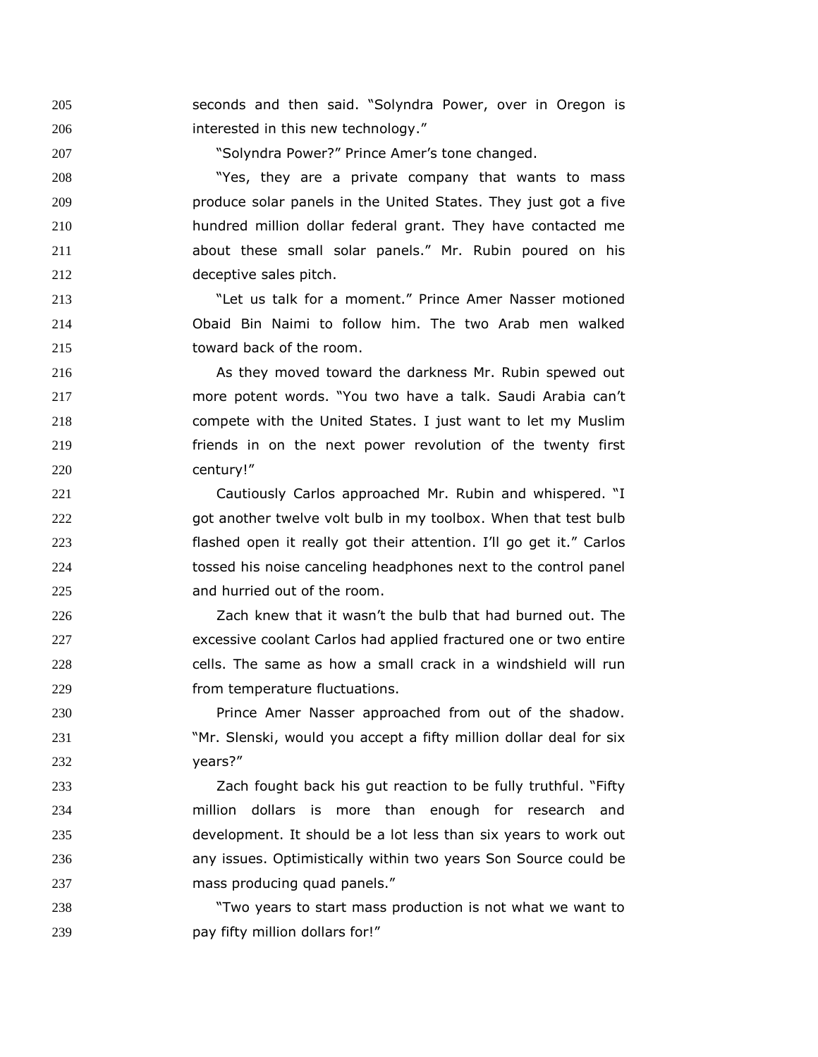seconds and then said. "Solyndra Power, over in Oregon is interested in this new technology."

"Solyndra Power?" Prince Amer's tone changed.

"Yes, they are a private company that wants to mass produce solar panels in the United States. They just got a five hundred million dollar federal grant. They have contacted me about these small solar panels." Mr. Rubin poured on his deceptive sales pitch.

"Let us talk for a moment." Prince Amer Nasser motioned Obaid Bin Naimi to follow him. The two Arab men walked toward back of the room.

As they moved toward the darkness Mr. Rubin spewed out more potent words. "You two have a talk. Saudi Arabia can't compete with the United States. I just want to let my Muslim friends in on the next power revolution of the twenty first century!"

Cautiously Carlos approached Mr. Rubin and whispered. "I got another twelve volt bulb in my toolbox. When that test bulb flashed open it really got their attention. I'll go get it." Carlos tossed his noise canceling headphones next to the control panel and hurried out of the room.

Zach knew that it wasn't the bulb that had burned out. The excessive coolant Carlos had applied fractured one or two entire cells. The same as how a small crack in a windshield will run from temperature fluctuations.

Prince Amer Nasser approached from out of the shadow. "Mr. Slenski, would you accept a fifty million dollar deal for six years?"

Zach fought back his gut reaction to be fully truthful. "Fifty million dollars is more than enough for research and development. It should be a lot less than six years to work out any issues. Optimistically within two years Son Source could be mass producing quad panels."

"Two years to start mass production is not what we want to pay fifty million dollars for!"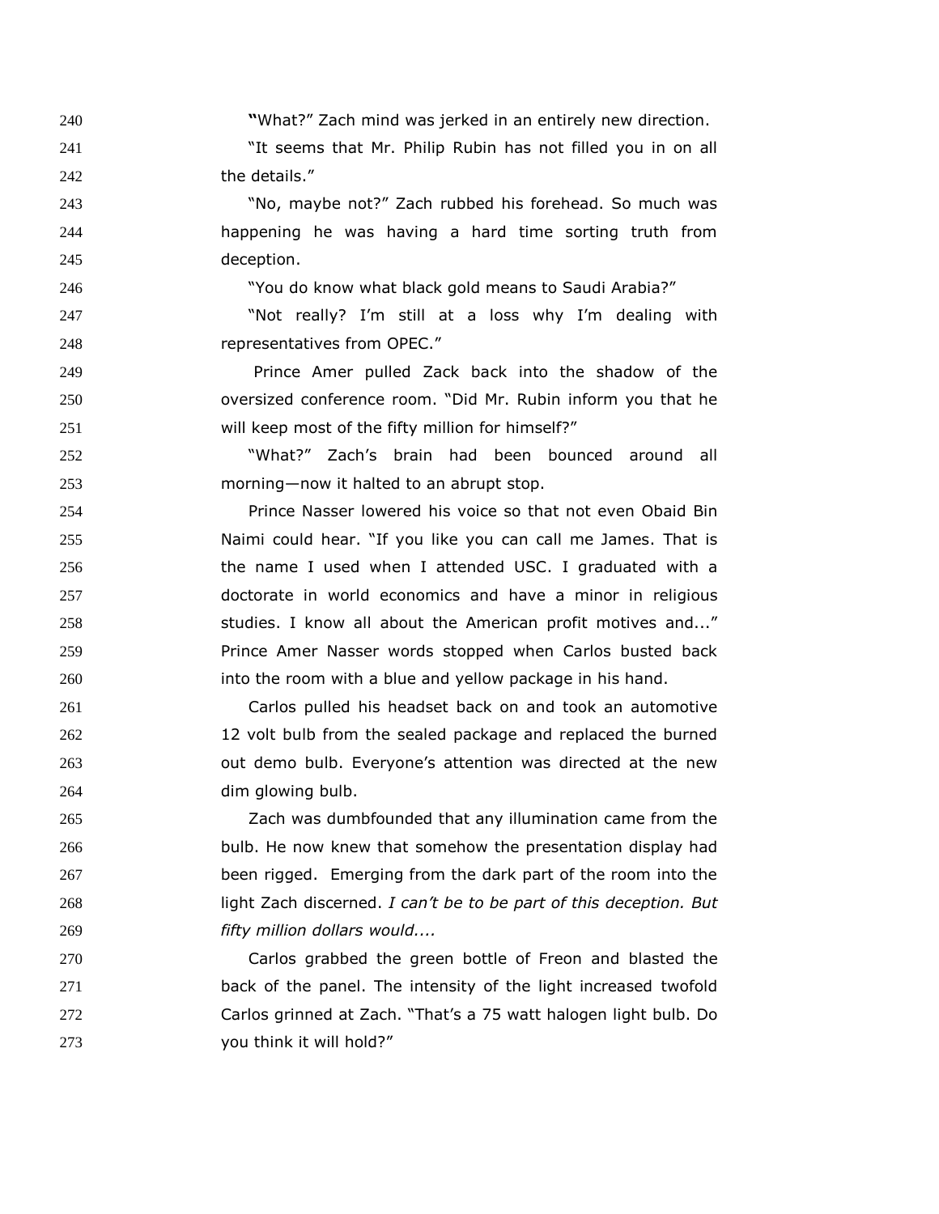"What?" Zach mind was jerked in an entirely new direction.

"It seems that Mr. Philip Rubin has not filled you in on all the details."

"No, maybe not?" Zach rubbed his forehead. So much was happening he was having a hard time sorting truth from deception.

"You do know what black gold means to Saudi Arabia?"

"Not really? I'm still at a loss why I'm dealing with representatives from OPEC."

Prince Amer pulled Zack back into the shadow of the oversized conference room. "Did Mr. Rubin inform you that he will keep most of the fifty million for himself?"

"What?" Zach's brain had been bounced around all morning—now it halted to an abrupt stop.

Prince Nasser lowered his voice so that not even Obaid Bin Naimi could hear. "If you like you can call me James. That is the name I used when I attended USC. I graduated with a doctorate in world economics and have a minor in religious studies. I know all about the American profit motives and..." Prince Amer Nasser words stopped when Carlos busted back into the room with a blue and yellow package in his hand.

Carlos pulled his headset back on and took an automotive 12 volt bulb from the sealed package and replaced the burned out demo bulb. Everyone's attention was directed at the new dim glowing bulb.

Zach was dumbfounded that any illumination came from the bulb. He now knew that somehow the presentation display had been rigged. Emerging from the dark part of the room into the light Zach discerned. *I can't be to be part of this deception. But fifty million dollars would....*

Carlos grabbed the green bottle of Freon and blasted the back of the panel. The intensity of the light increased twofold Carlos grinned at Zach. "That's a 75 watt halogen light bulb. Do you think it will hold?"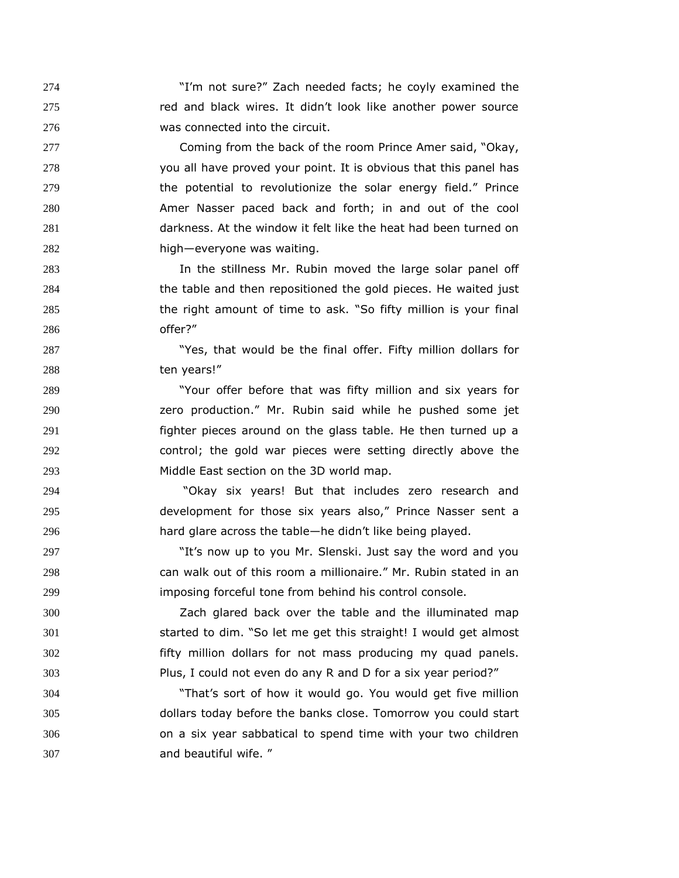"I'm not sure?" Zach needed facts; he coyly examined the red and black wires. It didn't look like another power source was connected into the circuit.

Coming from the back of the room Prince Amer said, "Okay, you all have proved your point. It is obvious that this panel has the potential to revolutionize the solar energy field." Prince Amer Nasser paced back and forth; in and out of the cool darkness. At the window it felt like the heat had been turned on high—everyone was waiting.

In the stillness Mr. Rubin moved the large solar panel off the table and then repositioned the gold pieces. He waited just the right amount of time to ask. "So fifty million is your final offer?"

"Yes, that would be the final offer. Fifty million dollars for ten years!"

"Your offer before that was fifty million and six years for zero production." Mr. Rubin said while he pushed some jet fighter pieces around on the glass table. He then turned up a control; the gold war pieces were setting directly above the Middle East section on the 3D world map.

"Okay six years! But that includes zero research and development for those six years also," Prince Nasser sent a hard glare across the table—he didn't like being played.

"It's now up to you Mr. Slenski. Just say the word and you can walk out of this room a millionaire." Mr. Rubin stated in an imposing forceful tone from behind his control console.

Zach glared back over the table and the illuminated map started to dim. "So let me get this straight! I would get almost fifty million dollars for not mass producing my quad panels. Plus, I could not even do any R and D for a six year period?"

"That's sort of how it would go. You would get five million dollars today before the banks close. Tomorrow you could start on a six year sabbatical to spend time with your two children and beautiful wife. "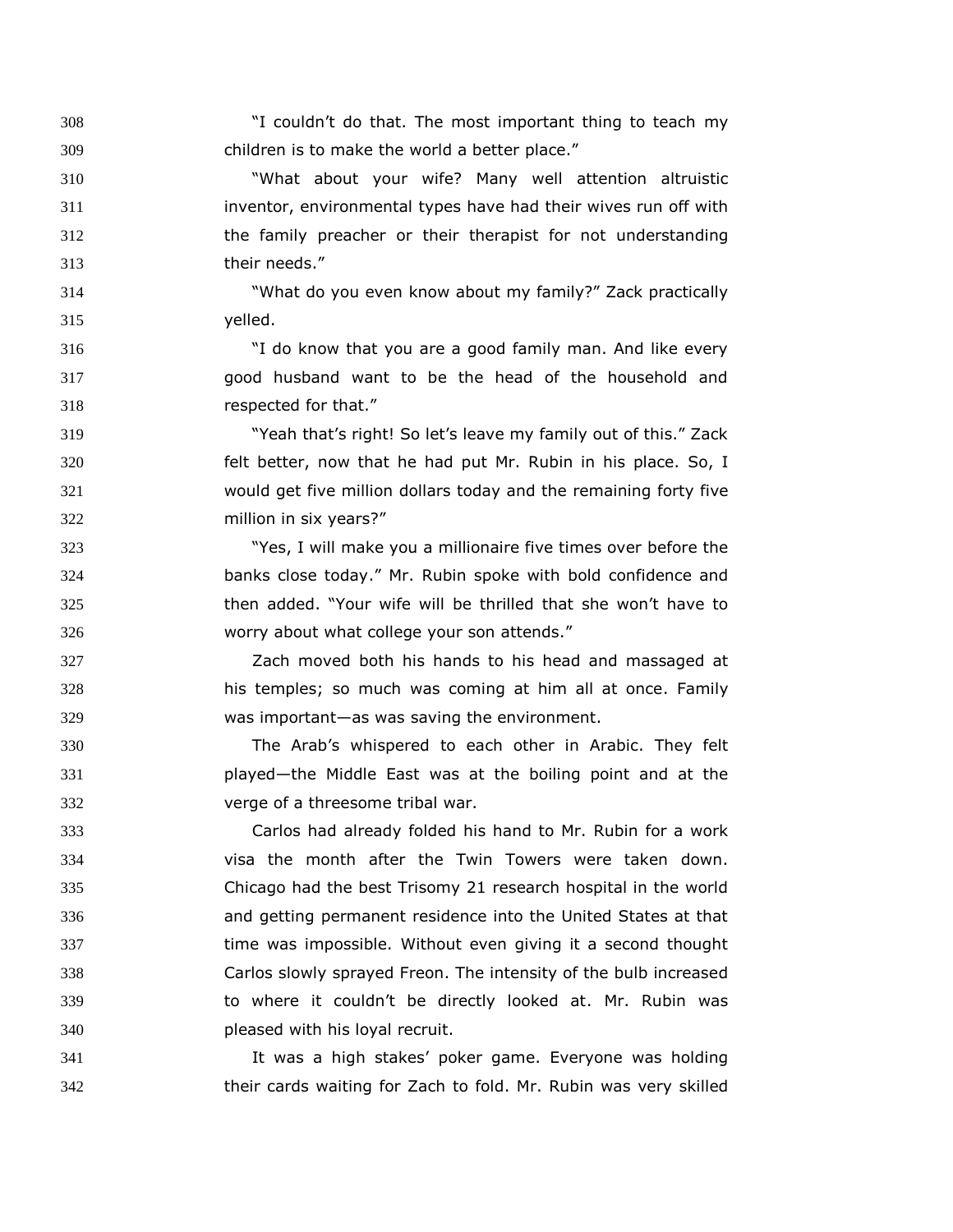"I couldn't do that. The most important thing to teach my children is to make the world a better place."

"What about your wife? Many well attention altruistic inventor, environmental types have had their wives run off with the family preacher or their therapist for not understanding their needs."

"What do you even know about my family?" Zack practically yelled.

"I do know that you are a good family man. And like every good husband want to be the head of the household and respected for that."

"Yeah that's right! So let's leave my family out of this." Zack felt better, now that he had put Mr. Rubin in his place. So, I would get five million dollars today and the remaining forty five million in six years?"

"Yes, I will make you a millionaire five times over before the banks close today." Mr. Rubin spoke with bold confidence and then added. "Your wife will be thrilled that she won't have to worry about what college your son attends."

Zach moved both his hands to his head and massaged at his temples; so much was coming at him all at once. Family was important—as was saving the environment.

The Arab's whispered to each other in Arabic. They felt played—the Middle East was at the boiling point and at the verge of a threesome tribal war.

Carlos had already folded his hand to Mr. Rubin for a work visa the month after the Twin Towers were taken down. Chicago had the best Trisomy 21 research hospital in the world and getting permanent residence into the United States at that time was impossible. Without even giving it a second thought Carlos slowly sprayed Freon. The intensity of the bulb increased to where it couldn't be directly looked at. Mr. Rubin was pleased with his loyal recruit.

It was a high stakes' poker game. Everyone was holding their cards waiting for Zach to fold. Mr. Rubin was very skilled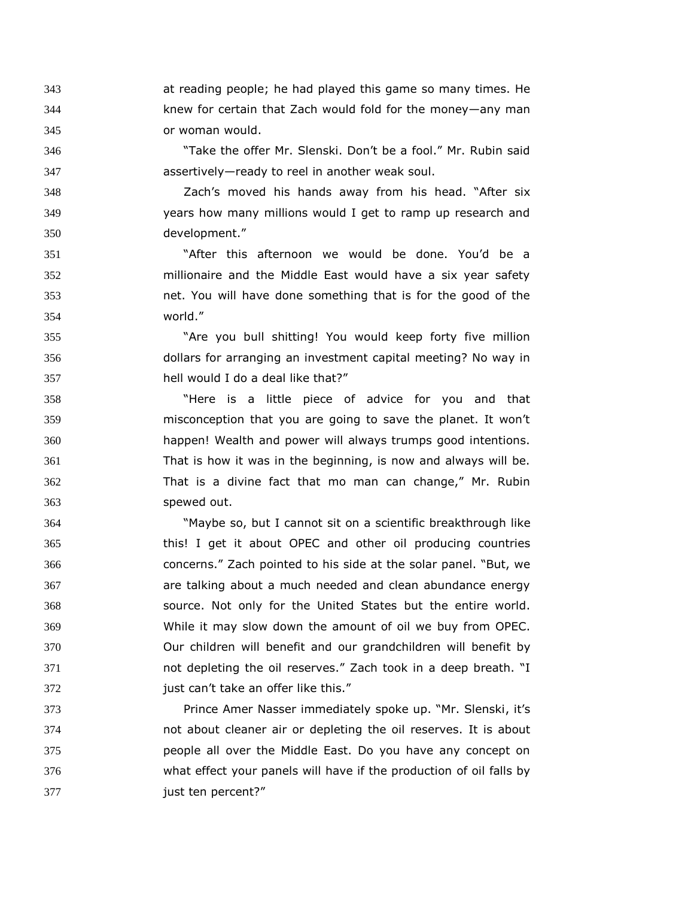at reading people; he had played this game so many times. He knew for certain that Zach would fold for the money—any man or woman would.

"Take the offer Mr. Slenski. Don't be a fool." Mr. Rubin said assertively—ready to reel in another weak soul.

Zach's moved his hands away from his head. "After six years how many millions would I get to ramp up research and development."

"After this afternoon we would be done. You'd be a millionaire and the Middle East would have a six year safety net. You will have done something that is for the good of the world."

"Are you bull shitting! You would keep forty five million dollars for arranging an investment capital meeting? No way in hell would I do a deal like that?"

"Here is a little piece of advice for you and that misconception that you are going to save the planet. It won't happen! Wealth and power will always trumps good intentions. That is how it was in the beginning, is now and always will be. That is a divine fact that mo man can change," Mr. Rubin spewed out.

"Maybe so, but I cannot sit on a scientific breakthrough like this! I get it about OPEC and other oil producing countries concerns." Zach pointed to his side at the solar panel. "But, we are talking about a much needed and clean abundance energy source. Not only for the United States but the entire world. While it may slow down the amount of oil we buy from OPEC. Our children will benefit and our grandchildren will benefit by not depleting the oil reserves." Zach took in a deep breath. "I just can't take an offer like this."

Prince Amer Nasser immediately spoke up. "Mr. Slenski, it's not about cleaner air or depleting the oil reserves. It is about people all over the Middle East. Do you have any concept on what effect your panels will have if the production of oil falls by just ten percent?"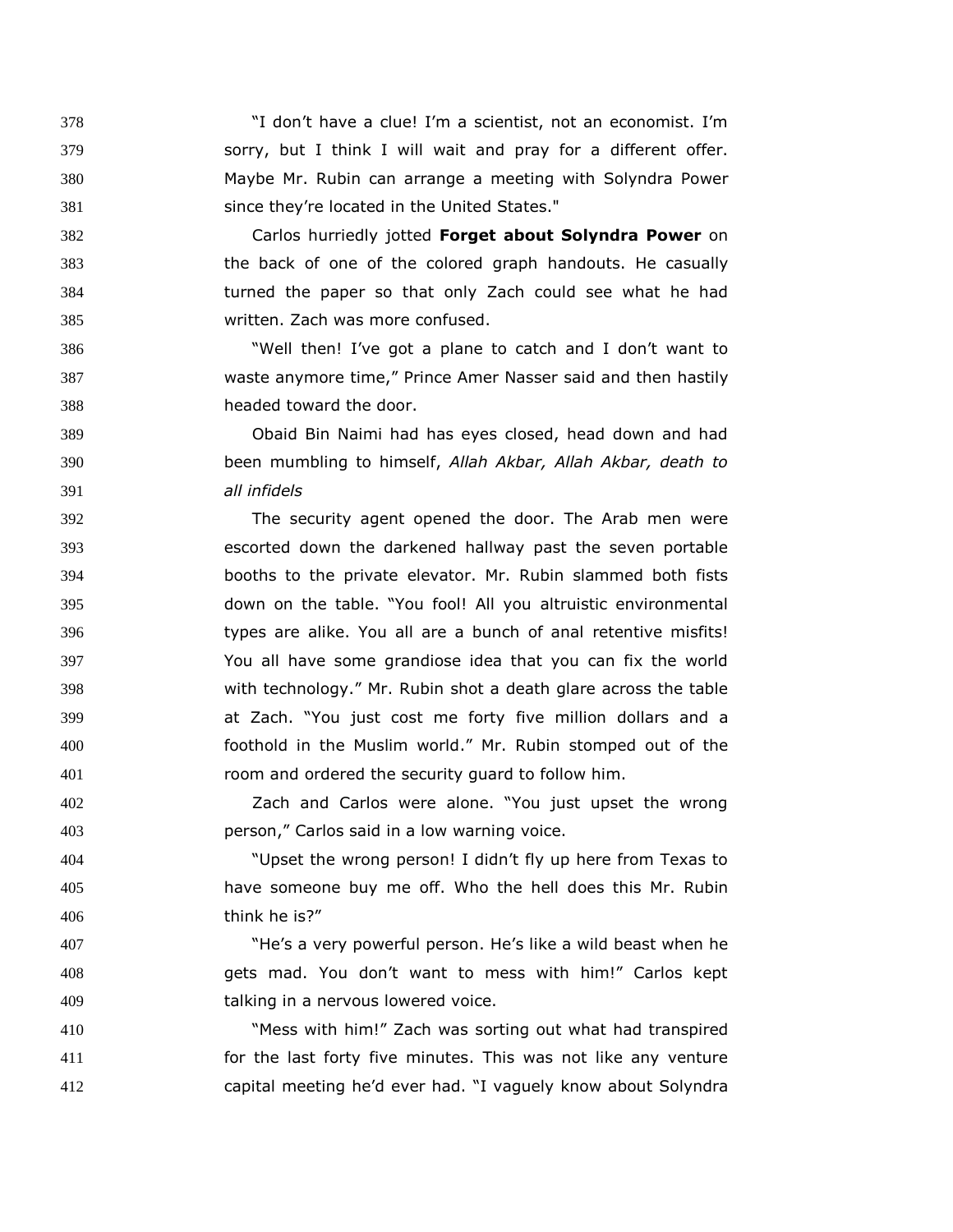"I don't have a clue! I'm a scientist, not an economist. I'm sorry, but I think I will wait and pray for a different offer. Maybe Mr. Rubin can arrange a meeting with Solyndra Power since they're located in the United States."

Carlos hurriedly jotted **Forget about Solyndra Power** on the back of one of the colored graph handouts. He casually turned the paper so that only Zach could see what he had written. Zach was more confused.

"Well then! I've got a plane to catch and I don't want to waste anymore time," Prince Amer Nasser said and then hastily headed toward the door.

Obaid Bin Naimi had has eyes closed, head down and had been mumbling to himself, *Allah Akbar, Allah Akbar, death to all infidels*

The security agent opened the door. The Arab men were escorted down the darkened hallway past the seven portable booths to the private elevator. Mr. Rubin slammed both fists down on the table. "You fool! All you altruistic environmental types are alike. You all are a bunch of anal retentive misfits! You all have some grandiose idea that you can fix the world with technology." Mr. Rubin shot a death glare across the table at Zach. "You just cost me forty five million dollars and a foothold in the Muslim world." Mr. Rubin stomped out of the room and ordered the security guard to follow him.

Zach and Carlos were alone. "You just upset the wrong person," Carlos said in a low warning voice.

"Upset the wrong person! I didn't fly up here from Texas to have someone buy me off. Who the hell does this Mr. Rubin think he is?"

"He's a very powerful person. He's like a wild beast when he gets mad. You don't want to mess with him!" Carlos kept talking in a nervous lowered voice.

"Mess with him!" Zach was sorting out what had transpired for the last forty five minutes. This was not like any venture capital meeting he'd ever had. "I vaguely know about Solyndra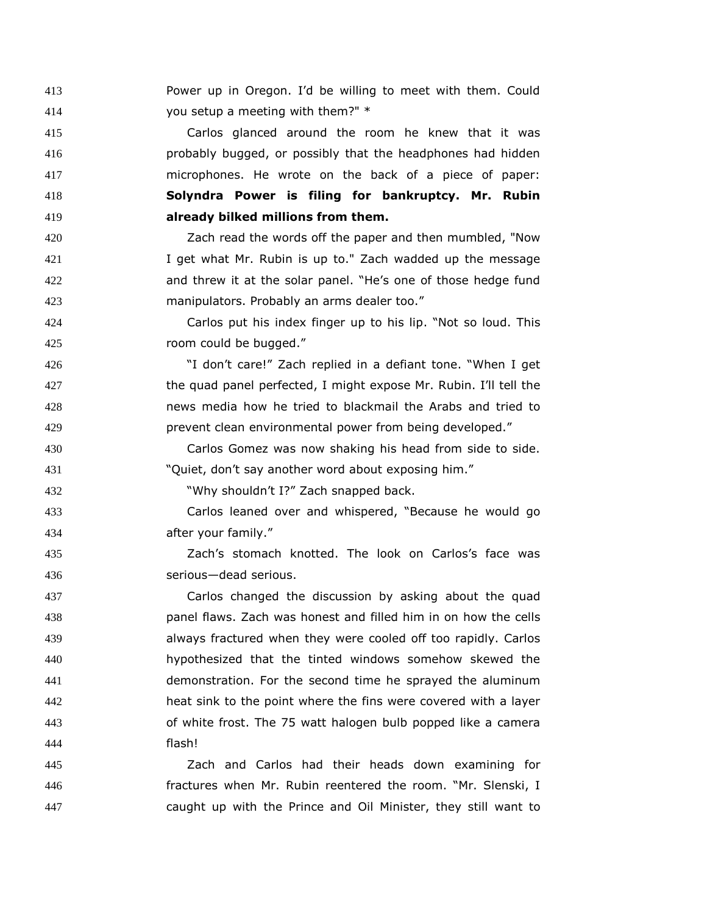Power up in Oregon. I'd be willing to meet with them. Could you setup a meeting with them?" *

Carlos glanced around the room he knew that it was probably bugged, or possibly that the headphones had hidden microphones. He wrote on the back of a piece of paper: **Solyndra Power is filing for bankruptcy. Mr. Rubin already bilked millions from them.**

Zach read the words off the paper and then mumbled, "Now I get what Mr. Rubin is up to." Zach wadded up the message and threw it at the solar panel. "He's one of those hedge fund manipulators. Probably an arms dealer too."

Carlos put his index finger up to his lip. "Not so loud. This room could be bugged."

"I don't care!" Zach replied in a defiant tone. "When I get the quad panel perfected, I might expose Mr. Rubin. I'll tell the news media how he tried to blackmail the Arabs and tried to prevent clean environmental power from being developed."

Carlos Gomez was now shaking his head from side to side. "Quiet, don't say another word about exposing him."

"Why shouldn't I?" Zach snapped back.

Carlos leaned over and whispered, "Because he would go after your family."

Zach's stomach knotted. The look on Carlos's face was serious—dead serious.

Carlos changed the discussion by asking about the quad panel flaws. Zach was honest and filled him in on how the cells always fractured when they were cooled off too rapidly. Carlos hypothesized that the tinted windows somehow skewed the demonstration. For the second time he sprayed the aluminum heat sink to the point where the fins were covered with a layer of white frost. The 75 watt halogen bulb popped like a camera flash!

Zach and Carlos had their heads down examining for fractures when Mr. Rubin reentered the room. "Mr. Slenski, I caught up with the Prince and Oil Minister, they still want to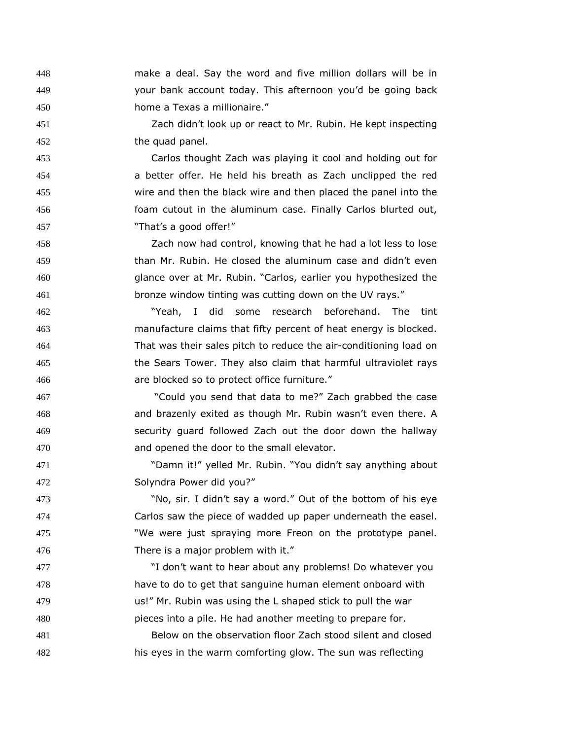make a deal. Say the word and five million dollars will be in your bank account today. This afternoon you'd be going back home a Texas a millionaire."

Zach didn't look up or react to Mr. Rubin. He kept inspecting the quad panel.

Carlos thought Zach was playing it cool and holding out for a better offer. He held his breath as Zach unclipped the red wire and then the black wire and then placed the panel into the foam cutout in the aluminum case. Finally Carlos blurted out, "That's a good offer!"

Zach now had control, knowing that he had a lot less to lose than Mr. Rubin. He closed the aluminum case and didn't even glance over at Mr. Rubin. "Carlos, earlier you hypothesized the bronze window tinting was cutting down on the UV rays."

"Yeah, I did some research beforehand. The tint manufacture claims that fifty percent of heat energy is blocked. That was their sales pitch to reduce the air-conditioning load on the Sears Tower. They also claim that harmful ultraviolet rays are blocked so to protect office furniture."

"Could you send that data to me?" Zach grabbed the case and brazenly exited as though Mr. Rubin wasn't even there. A security guard followed Zach out the door down the hallway and opened the door to the small elevator.

"Damn it!" yelled Mr. Rubin. "You didn't say anything about Solyndra Power did you?"

"No, sir. I didn't say a word." Out of the bottom of his eye Carlos saw the piece of wadded up paper underneath the easel. "We were just spraying more Freon on the prototype panel. There is a major problem with it."

"I don't want to hear about any problems! Do whatever you have to do to get that sanguine human element onboard with us!" Mr. Rubin was using the L shaped stick to pull the war pieces into a pile. He had another meeting to prepare for.

Below on the observation floor Zach stood silent and closed his eyes in the warm comforting glow. The sun was reflecting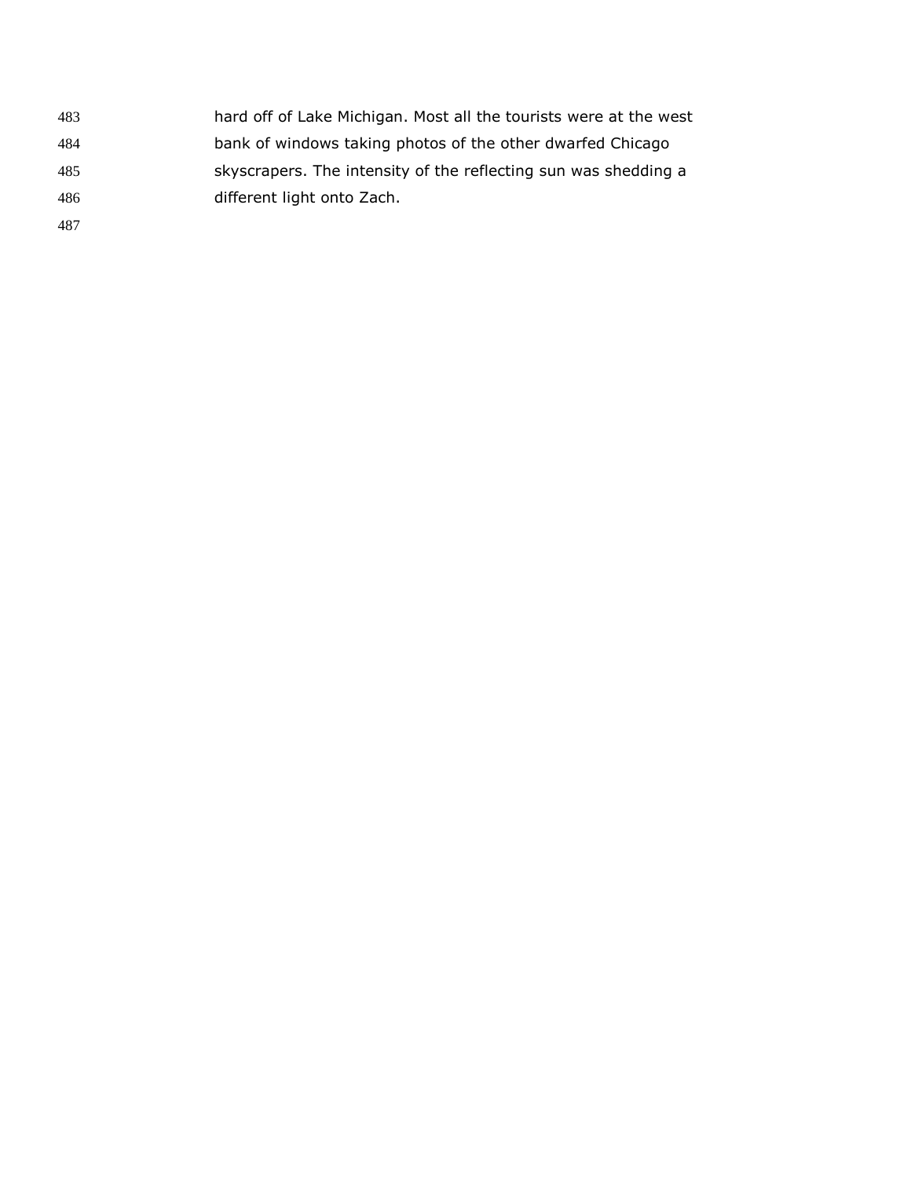hard off of Lake Michigan. Most all the tourists were at the west bank of windows taking photos of the other dwarfed Chicago skyscrapers. The intensity of the reflecting sun was shedding a different light onto Zach.